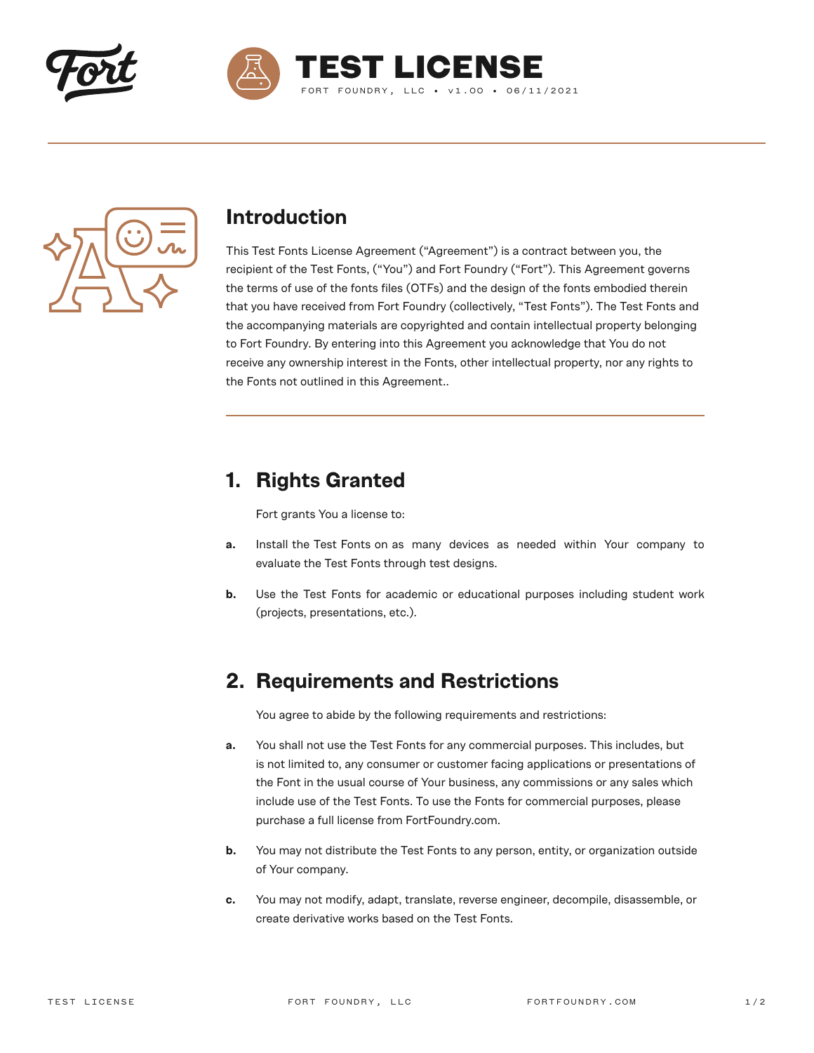# TEST LICENSE

FORT FOUNDRY, LLC • v1.00 • 06/11/2021

## Introduction

This Test Fonts License Agreement (“Agreement”) is a contract between you, the recipient of the Test Fonts, (“You”) and Fort Foundry (“Fort”). This Agreement governs the terms of use of the fonts files (OTFs) and the design of the fonts embodied therein that you have received from Fort Foundry (collectively, “Test Fonts”). The Test Fonts and the accompanying materials are copyrighted and contain intellectual property belonging to Fort Foundry. By entering into this Agreement you acknowledge that You do not receive any ownership interest in the Fonts, other intellectual property, nor any rights to the Fonts not outlined in this Agreement..

## 1. Rights Granted

Fort grants You a license to:

**a.** Install the Test Fonts on as many devices as needed within Your company to evaluate the Test Fonts through test designs.

**b.** Use the Test Fonts for academic or educational purposes including student work (projects, presentations, etc.).

## 2. Requirements and Restrictions

You agree to abide by the following requirements and restrictions:

**a.** You shall not use the Test Fonts for any commercial purposes. This includes, but is not limited to, any consumer or customer facing applications or presentations of the Font in the usual course of Your business, any commissions or any sales which include use of the Test Fonts. To use the Fonts for commercial purposes, please purchase a full license from FortFoundry.com.

**b.** You may not distribute the Test Fonts to any person, entity, or organization outside of Your company.

**c.** You may not modify, adapt, translate, reverse engineer, decompile, disassemble, or create derivative works based on the Test Fonts.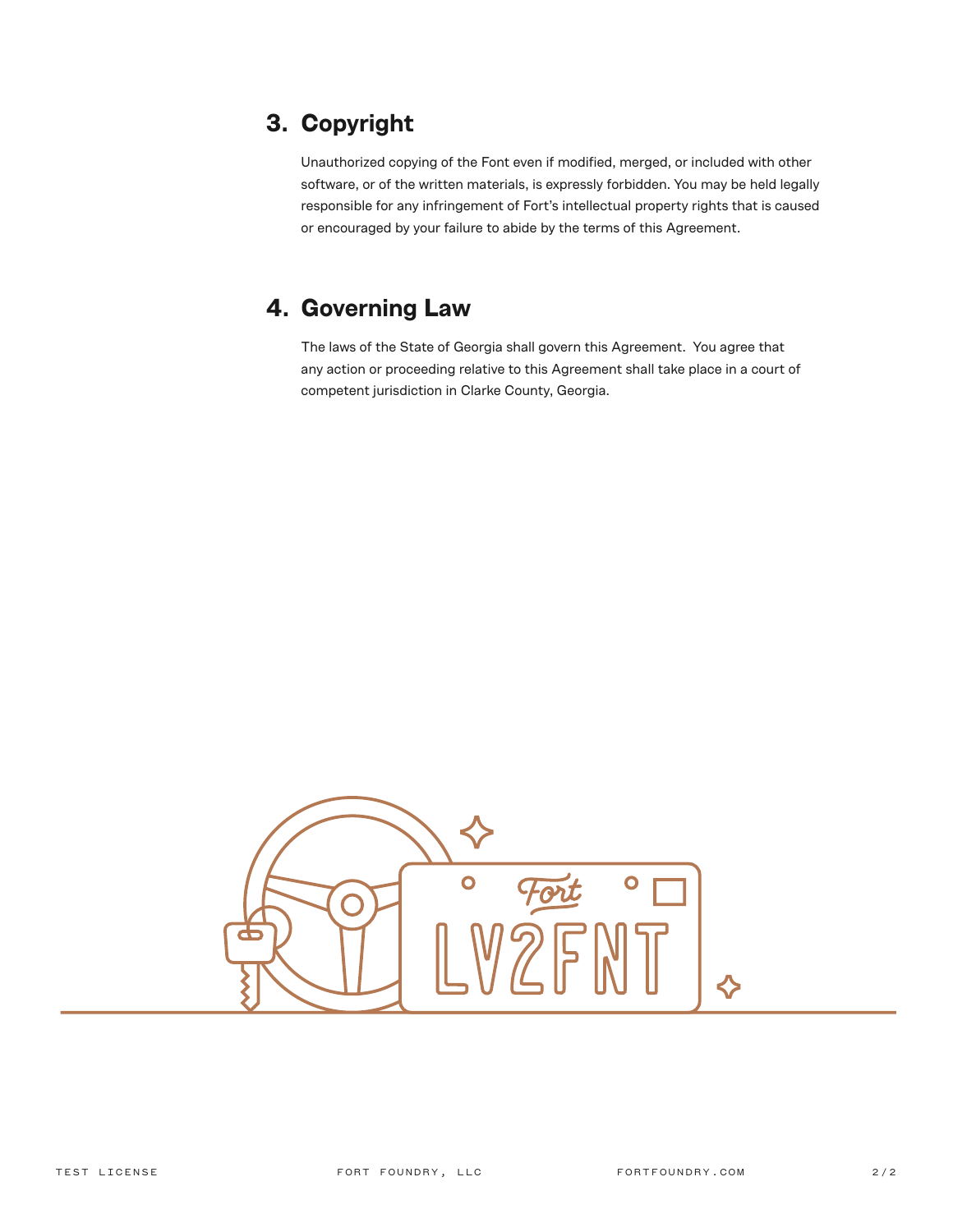## 3. Copyright

Unauthorized copying of the Font even if modified, merged, or included with other software, or of the written materials, is expressly forbidden. You may be held legally responsible for any infringement of Fort's intellectual property rights that is caused or encouraged by your failure to abide by the terms of this Agreement.

## 4. Governing Law

The laws of the State of Georgia shall govern this Agreement. You agree that any action or proceeding relative to this Agreement shall take place in a court of competent jurisdiction in Clarke County, Georgia.